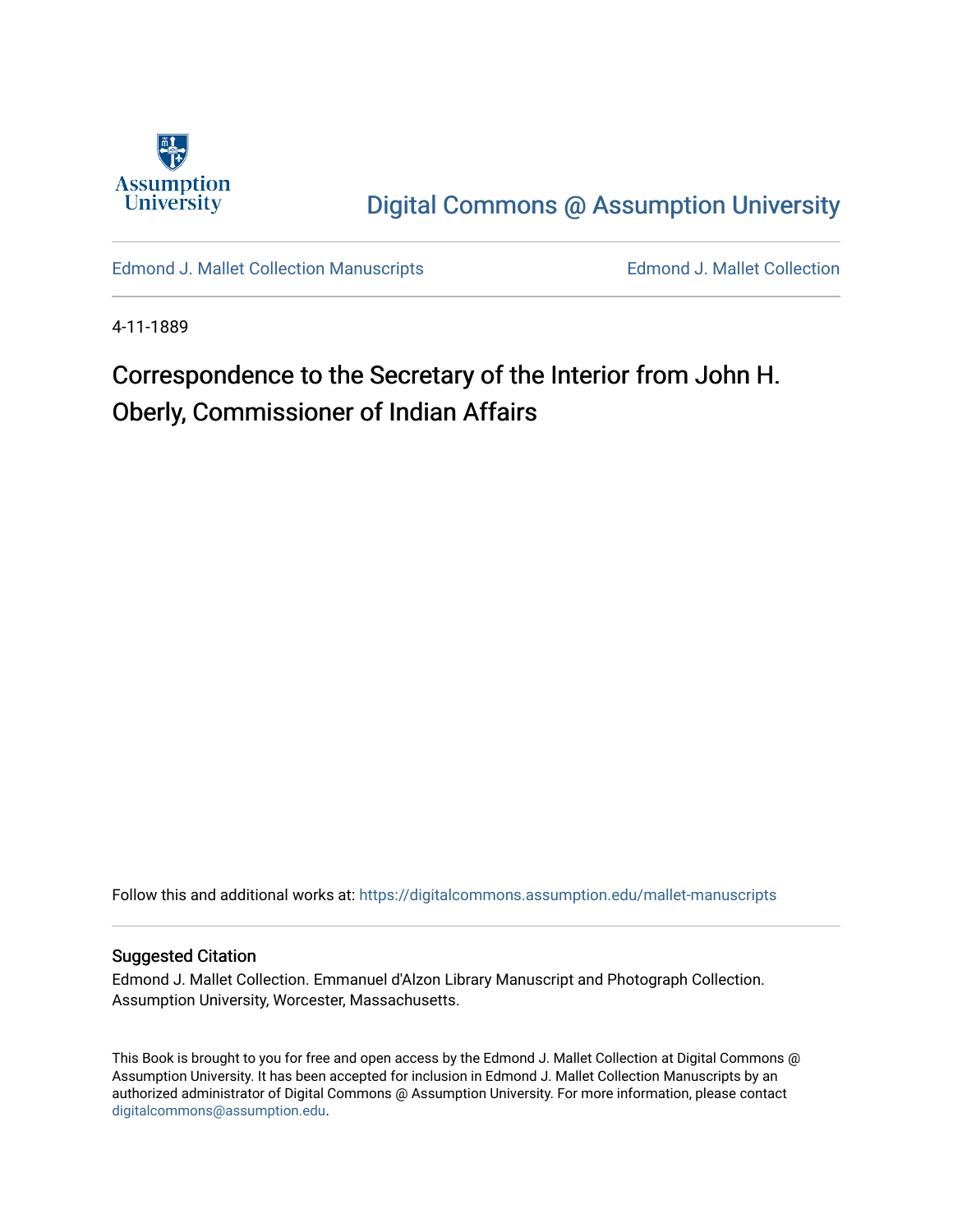Assumption University

# Digital Commons @ Assumption University

Edmond J. Mallet Collection Manuscripts

Edmond J. Mallet Collection

4-11-1889

## Correspondence to the Secretary of the Interior from John H. Oberly, Commissioner of Indian Affairs

Follow this and additional works at: https://digitalcommons.assumption.edu/mallet-manuscripts

### Suggested Citation

Edmond J. Mallet Collection. Emmanuel d'Alzon Library Manuscript and Photograph Collection. Assumption University, Worcester, Massachusetts.

This Book is brought to you for free and open access by the Edmond J. Mallet Collection at Digital Commons @ Assumption University. It has been accepted for inclusion in Edmond J. Mallet Collection Manuscripts by an authorized administrator of Digital Commons @ Assumption University. For more information, please contact digitalcommons@assumption.edu.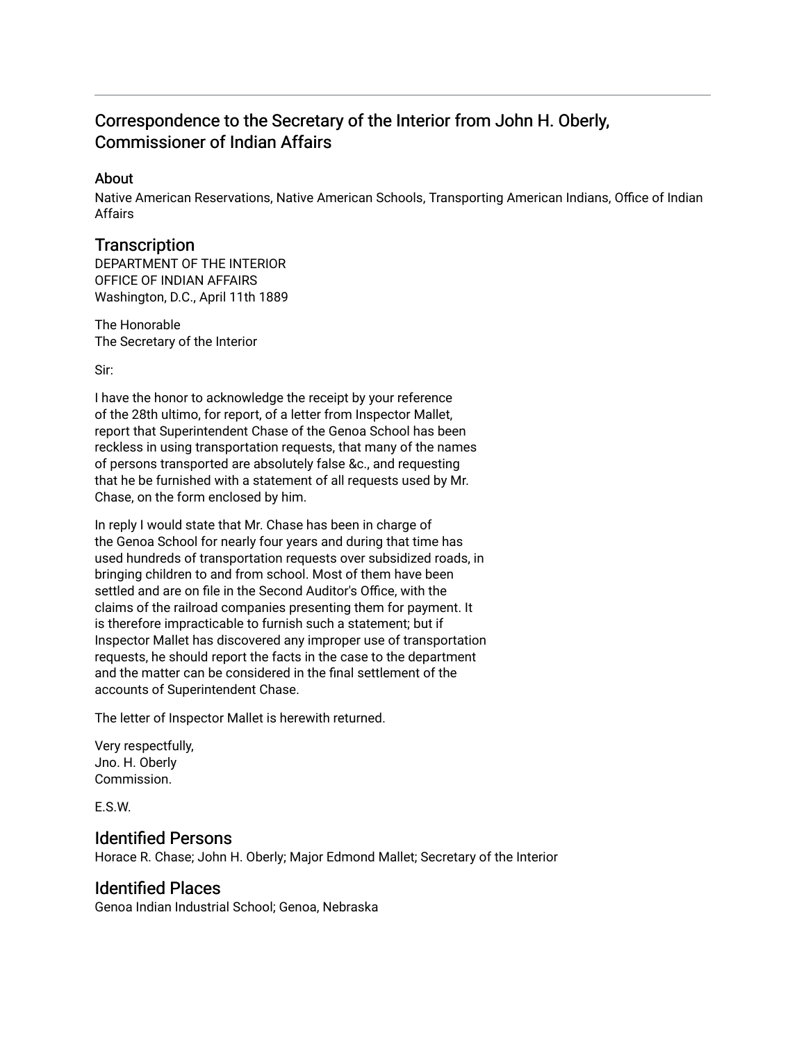## Correspondence to the Secretary of the Interior from John H. Oberly, Commissioner of Indian Affairs

### About

Native American Reservations, Native American Schools, Transporting American Indians, Office of Indian Affairs

## Transcription

DEPARTMENT OF THE INTERIOR
OFFICE OF INDIAN AFFAIRS
Washington, D.C., April 11th 1889

The Honorable
The Secretary of the Interior

Sir:

I have the honor to acknowledge the receipt by your reference of the 28th ultimo, for report, of a letter from Inspector Mallet, report that Superintendent Chase of the Genoa School has been reckless in using transportation requests, that many of the names of persons transported are absolutely false &c., and requesting that he be furnished with a statement of all requests used by Mr. Chase, on the form enclosed by him.

In reply I would state that Mr. Chase has been in charge of the Genoa School for nearly four years and during that time has used hundreds of transportation requests over subsidized roads, in bringing children to and from school. Most of them have been settled and are on file in the Second Auditor's Office, with the claims of the railroad companies presenting them for payment. It is therefore impracticable to furnish such a statement; but if Inspector Mallet has discovered any improper use of transportation requests, he should report the facts in the case to the department and the matter can be considered in the final settlement of the accounts of Superintendent Chase.

The letter of Inspector Mallet is herewith returned.

Very respectfully,
Jno. H. Oberly
Commission.

E.S.W.

## Identified Persons

Horace R. Chase; John H. Oberly; Major Edmond Mallet; Secretary of the Interior

## Identified Places

Genoa Indian Industrial School; Genoa, Nebraska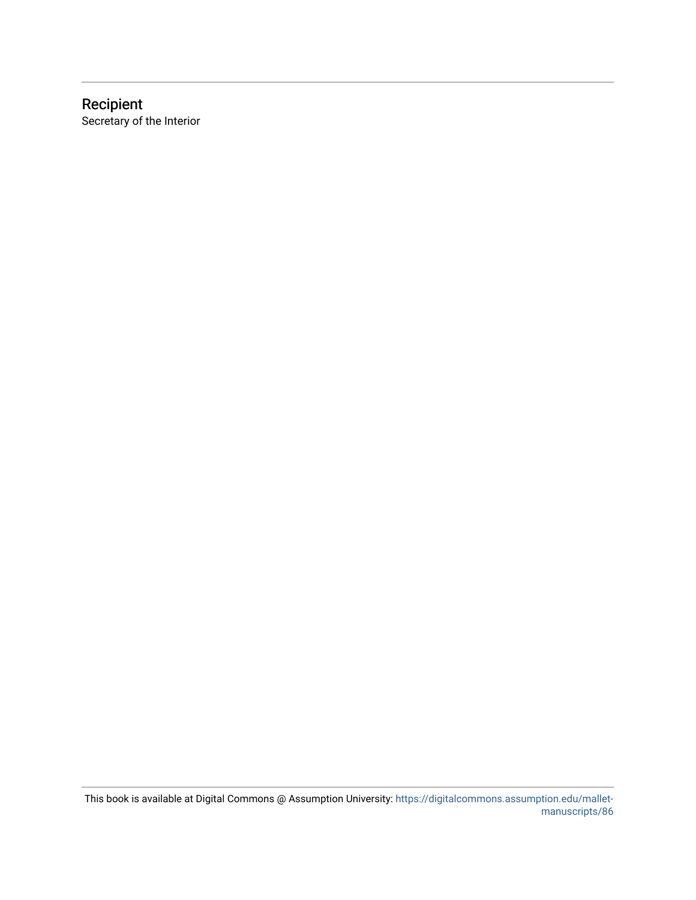## Recipient

Secretary of the Interior

This book is available at Digital Commons @ Assumption University: https://digitalcommons.assumption.edu/mallet-manuscripts/86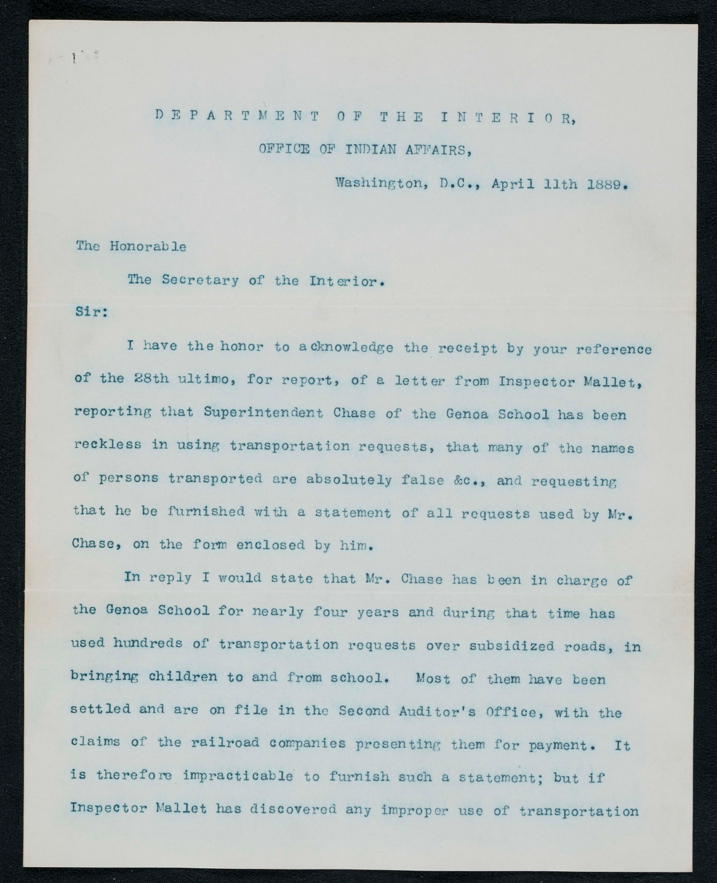DEPARTMENT OF THE INTERIOR,

OFFICE OF INDIAN AFFAIRS,

Washington, D.C., April 11th 1889.

The Honorable

The Secretary of the Interior.

Sir:

I have the honor to acknowledge the receipt by your reference of the 28th ultimo, for report, of a letter from Inspector Mallet, reporting that Superintendent Chase of the Genoa School has been reckless in using transportation requests, that many of the names of persons transported are absolutely false &c., and requesting that he be furnished with a statement of all requests used by Mr. Chase, on the form enclosed by him.

In reply I would state that Mr. Chase has been in charge of the Genoa School for nearly four years and during that time has used hundreds of transportation requests over subsidized roads, in bringing children to and from school. Most of them have been settled and are on file in the Second Auditor's Office, with the claims of the railroad companies presenting them for payment. It is therefore impracticable to furnish such a statement; but if Inspector Mallet has discovered any improper use of transportation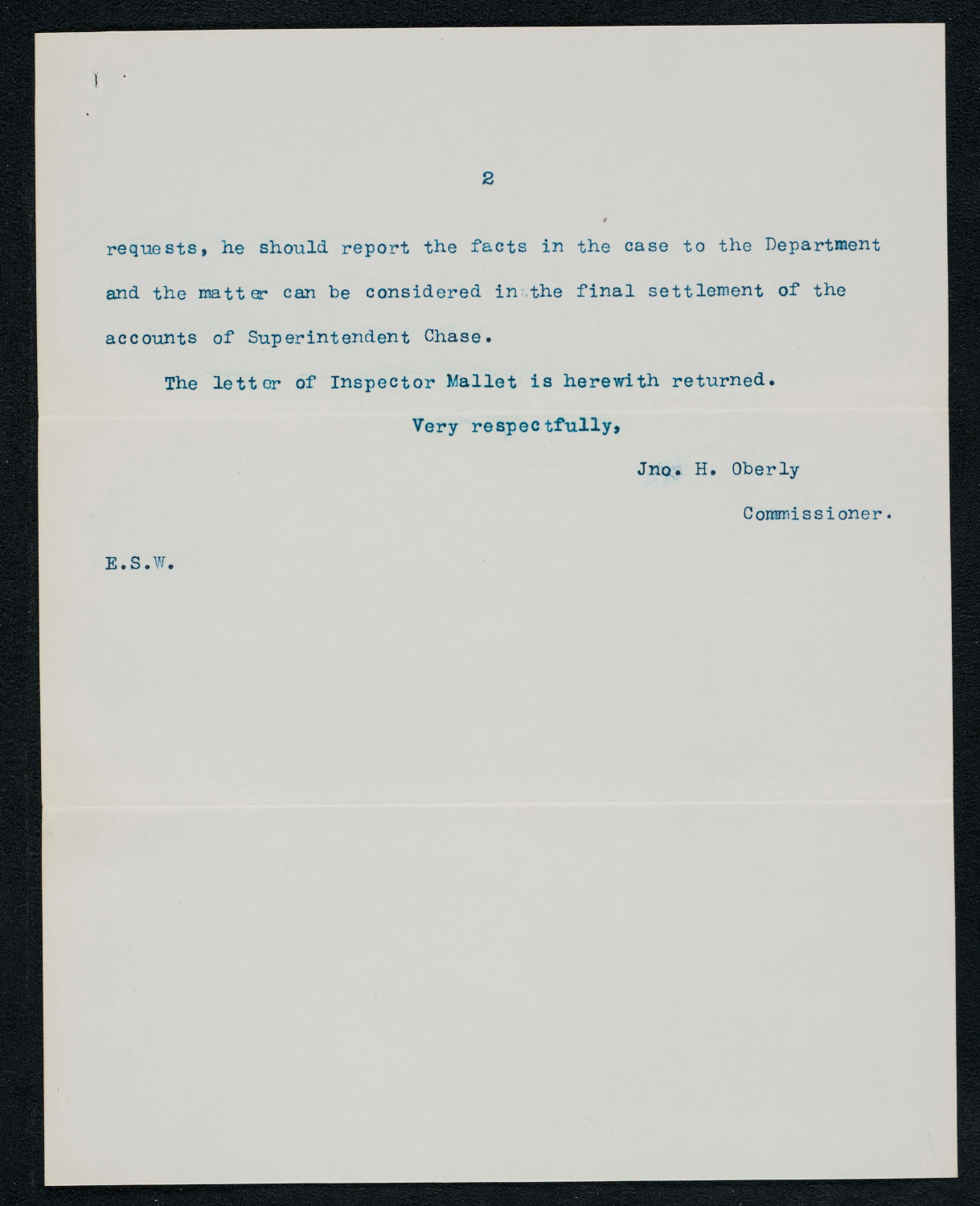requests, he should report the facts in the case to the Department and the matter can be considered in the final settlement of the accounts of Superintendent Chase.

The letter of Inspector Mallet is herewith returned.

Very respectfully,

Jno. H. Oberly

Commissioner.

E.S.W.